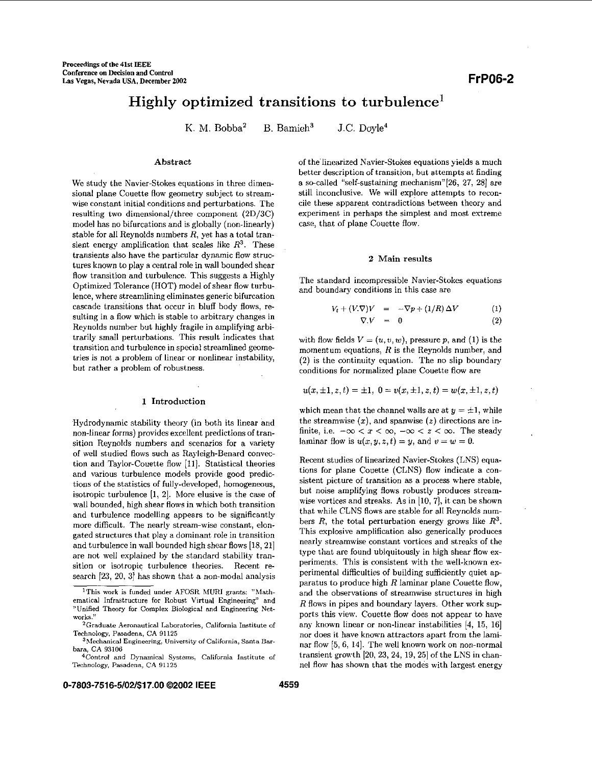Proceedings of the 41st IEEE Conference on Decision and Control
Las Vegas, Nevada USA, December 2002

FrP06-2

# Highly optimized transitions to turbulence[1]

K. M. Bobba[2] B. Bamieh[3] J.C. Doyle[4]

## Abstract

We study the Navier-Stokes equations in three dimensional plane Couette flow geometry subject to streamwise constant initial conditions and perturbations. The resulting two dimensional/three component (2D/3C) model has no bifurcations and is globally (non-linearly) stable for all Reynolds numbers $R$, yet has a total transient energy amplification that scales like $R^3$. These transients also have the particular dynamic flow structures known to play a central role in wall bounded shear flow transition and turbulence. This suggests a Highly Optimized Tolerance (HOT) model of shear flow turbulence, where streamlining eliminates generic bifurcation cascade transitions that occur in bluff body flows, resulting in a flow which is stable to arbitrary changes in Reynolds number but highly fragile in amplifying arbitrarily small perturbations. This result indicates that transition and turbulence in special streamlined geometries is not a problem of linear or nonlinear instability, but rather a problem of robustness.

## 1 Introduction

Hydrodynamic stability theory (in both its linear and non-linear forms) provides excellent predictions of transition Reynolds numbers and scenarios for a variety of well studied flows such as Rayleigh-Benard convection and Taylor-Couette flow [11]. Statistical theories and various turbulence models provide good predictions of the statistics of fully-developed, homogeneous, isotropic turbulence [1, 2]. More elusive is the case of wall bounded, high shear flows in which both transition and turbulence modelling appears to be significantly more difficult. The nearly stream-wise constant, elongated structures that play a dominant role in transition and turbulence in wall bounded high shear flows [18, 21] are not well explained by the standard stability transition or isotropic turbulence theories. Recent research [23, 20, 3] has shown that a non-modal analysis of the linearized Navier-Stokes equations yields a much better description of transition, but attempts at finding a so-called "self-sustaining mechanism"[26, 27, 28] are still inconclusive. We will explore attempts to reconcile these apparent contradictions between theory and experiment in perhaps the simplest and most extreme case, that of plane Couette flow.

[1] This work is funded under AFOSR MURI grants: "Mathematical Infrastructure for Robust Virtual Engineering" and "Unified Theory for Complex Biological and Engineering Networks."

[2] Graduate Aeronautical Laboratories, California Institute of Technology, Pasadena, CA 91125

[3] Mechanical Engineering, University of California, Santa Barbara, CA 93106

[4] Control and Dynamical Systems, California Institute of Technology, Pasadena, CA 91125

## 2 Main results

The standard incompressible Navier-Stokes equations and boundary conditions in this case are

$$V_t + (V.\nabla)V = -\nabla p + (1/R)\Delta V \qquad (1)$$

$$\nabla.V = 0 \qquad (2)$$

with flow fields $V = (u, v, w)$, pressure $p$, and (1) is the momentum equations, $R$ is the Reynolds number, and (2) is the continuity equation. The no slip boundary conditions for normalized plane Couette flow are

$$u(x, \pm 1, z, t) = \pm 1, \; 0 = v(x, \pm 1, z, t) = w(x, \pm 1, z, t)$$

which mean that the channel walls are at $y = \pm 1$, while the streamwise ($x$), and spanwise ($z$) directions are infinite, i.e. $-\infty < x < \infty$, $-\infty < z < \infty$. The steady laminar flow is $u(x, y, z, t) = y$, and $v = w = 0$.

Recent studies of linearized Navier-Stokes (LNS) equations for plane Couette (CLNS) flow indicate a consistent picture of transition as a process where stable, but noise amplifying flows robustly produces streamwise vortices and streaks. As in [10, 7], it can be shown that while CLNS flows are stable for all Reynolds numbers $R$, the total perturbation energy grows like $R^3$. This explosive amplification also generically produces nearly streamwise constant vortices and streaks of the type that are found ubiquitously in high shear flow experiments. This is consistent with the well-known experimental difficulties of building sufficiently quiet apparatus to produce high $R$ laminar plane Couette flow, and the observations of streamwise structures in high $R$ flows in pipes and boundary layers. Other work supports this view. Couette flow does not appear to have any known linear or non-linear instabilities [4, 15, 16] nor does it have known attractors apart from the laminar flow [5, 6, 14]. The well known work on non-normal transient growth [20, 23, 24, 19, 25] of the LNS in channel flow has shown that the modes with largest energy

0-7803-7516-5/02/$17.00 ©2002 IEEE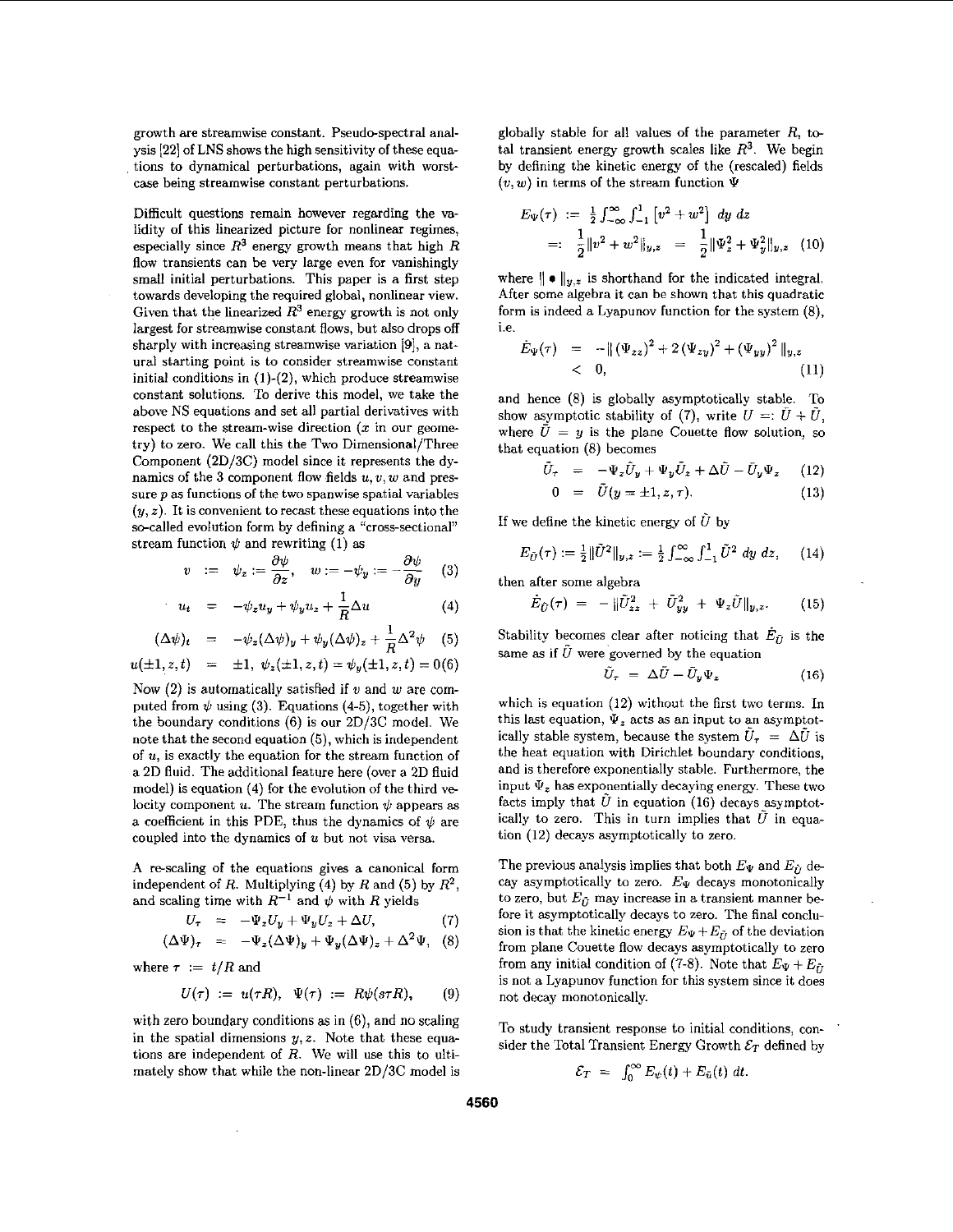growth are streamwise constant. Pseudo-spectral analysis [22] of LNS shows the high sensitivity of these equations to dynamical perturbations, again with worst-case being streamwise constant perturbations.

Difficult questions remain however regarding the validity of this linearized picture for nonlinear regimes, especially since $R^3$ energy growth means that high $R$ flow transients can be very large even for vanishingly small initial perturbations. This paper is a first step towards developing the required global, nonlinear view. Given that the linearized $R^3$ energy growth is not only largest for streamwise constant flows, but also drops off sharply with increasing streamwise variation [9], a natural starting point is to consider streamwise constant initial conditions in (1)-(2), which produce streamwise constant solutions. To derive this model, we take the above NS equations and set all partial derivatives with respect to the stream-wise direction ($x$ in our geometry) to zero. We call this the Two Dimensional/Three Component (2D/3C) model since it represents the dynamics of the 3 component flow fields $u, v, w$ and pressure $p$ as functions of the two spanwise spatial variables $(y, z)$. It is convenient to recast these equations into the so-called evolution form by defining a "cross-sectional" stream function $\psi$ and rewriting (1) as

$$v \;:=\; \psi_z := \frac{\partial \psi}{\partial z}, \quad w := -\psi_y := -\frac{\partial \psi}{\partial y} \quad (3)$$

$$u_t \;=\; -\psi_z u_y + \psi_y u_z + \frac{1}{R}\Delta u \quad (4)$$

$$(\Delta\psi)_t \;=\; -\psi_z(\Delta\psi)_y + \psi_y(\Delta\psi)_z + \frac{1}{R}\Delta^2\psi \quad (5)$$

$$u(\pm 1, z, t) \;=\; \pm 1,\ \psi_z(\pm 1, z, t) = \psi_y(\pm 1, z, t) = 0 \quad (6)$$

Now (2) is automatically satisfied if $v$ and $w$ are computed from $\psi$ using (3). Equations (4-5), together with the boundary conditions (6) is our 2D/3C model. We note that the second equation (5), which is independent of $u$, is exactly the equation for the stream function of a 2D fluid. The additional feature here (over a 2D fluid model) is equation (4) for the evolution of the third velocity component $u$. The stream function $\psi$ appears as a coefficient in this PDE, thus the dynamics of $\psi$ are coupled into the dynamics of $u$ but not visa versa.

A re-scaling of the equations gives a canonical form independent of $R$. Multiplying (4) by $R$ and (5) by $R^2$, and scaling time with $R^{-1}$ and $\psi$ with $R$ yields

$$U_\tau \;=\; -\Psi_z U_y + \Psi_y U_z + \Delta U, \quad (7)$$

$$(\Delta\Psi)_\tau \;=\; -\Psi_z(\Delta\Psi)_y + \Psi_y(\Delta\Psi)_z + \Delta^2\Psi, \quad (8)$$

where $\tau := t/R$ and

$$U(\tau) := u(\tau R), \quad \Psi(\tau) := R\psi(s\tau R), \quad (9)$$

with zero boundary conditions as in (6), and no scaling in the spatial dimensions $y, z$. Note that these equations are independent of $R$. We will use this to ultimately show that while the non-linear 2D/3C model is globally stable for all values of the parameter $R$, total transient energy growth scales like $R^3$. We begin by defining the kinetic energy of the (rescaled) fields $(v, w)$ in terms of the stream function $\Psi$

$$E_\Psi(\tau) := \tfrac{1}{2}\int_{-\infty}^{\infty}\int_{-1}^{1}\left[v^2 + w^2\right]\, dy\, dz =: \frac{1}{2}\|v^2 + w^2\|_{y,z} \;=\; \frac{1}{2}\|\Psi_z^2 + \Psi_y^2\|_{y,z} \quad (10)$$

where $\|\bullet\|_{y,z}$ is shorthand for the indicated integral. After some algebra it can be shown that this quadratic form is indeed a Lyapunov function for the system (8), i.e.

$$\dot{E}_\Psi(\tau) \;=\; -\|(\Psi_{zz})^2 + 2(\Psi_{zy})^2 + (\Psi_{yy})^2\|_{y,z} \;<\; 0, \quad (11)$$

and hence (8) is globally asymptotically stable. To show asymptotic stability of (7), write $U =: \bar{U} + \tilde{U}$, where $\bar{U} = y$ is the plane Couette flow solution, so that equation (8) becomes

$$\tilde{U}_\tau \;=\; -\Psi_z\tilde{U}_y + \Psi_y\tilde{U}_z + \Delta\tilde{U} - \bar{U}_y\Psi_z \quad (12)$$

$$0 \;=\; \tilde{U}(y = \pm 1, z, \tau). \quad (13)$$

If we define the kinetic energy of $\tilde{U}$ by

$$E_{\tilde{U}}(\tau) := \tfrac{1}{2}\|\tilde{U}^2\|_{y,z} := \tfrac{1}{2}\int_{-\infty}^{\infty}\int_{-1}^{1}\tilde{U}^2\, dy\, dz, \quad (14)$$

then after some algebra

$$\dot{E}_{\tilde{U}}(\tau) \;=\; -\|\tilde{U}_{zz}^2 + \tilde{U}_{yy}^2 + \Psi_z\tilde{U}\|_{y,z}. \quad (15)$$

Stability becomes clear after noticing that $\dot{E}_{\tilde{U}}$ is the same as if $\tilde{U}$ were governed by the equation

$$\tilde{U}_\tau \;=\; \Delta\tilde{U} - \bar{U}_y\Psi_z \quad (16)$$

which is equation (12) without the first two terms. In this last equation, $\Psi_z$ acts as an input to an asymptotically stable system, because the system $\tilde{U}_\tau = \Delta\tilde{U}$ is the heat equation with Dirichlet boundary conditions, and is therefore exponentially stable. Furthermore, the input $\Psi_z$ has exponentially decaying energy. These two facts imply that $\tilde{U}$ in equation (16) decays asymptotically to zero. This in turn implies that $\tilde{U}$ in equation (12) decays asymptotically to zero.

The previous analysis implies that both $E_\Psi$ and $E_{\tilde{U}}$ decay asymptotically to zero. $E_\Psi$ decays monotonically to zero, but $E_{\tilde{U}}$ may increase in a transient manner before it asymptotically decays to zero. The final conclusion is that the kinetic energy $E_\Psi + E_{\tilde{U}}$ of the deviation from plane Couette flow decays asymptotically to zero from any initial condition of (7-8). Note that $E_\Psi + E_{\tilde{U}}$ is not a Lyapunov function for this system since it does not decay monotonically.

To study transient response to initial conditions, consider the Total Transient Energy Growth $\mathcal{E}_T$ defined by

$$\mathcal{E}_T \;=\; \int_0^\infty E_\psi(t) + E_{\tilde{u}}(t)\, dt.$$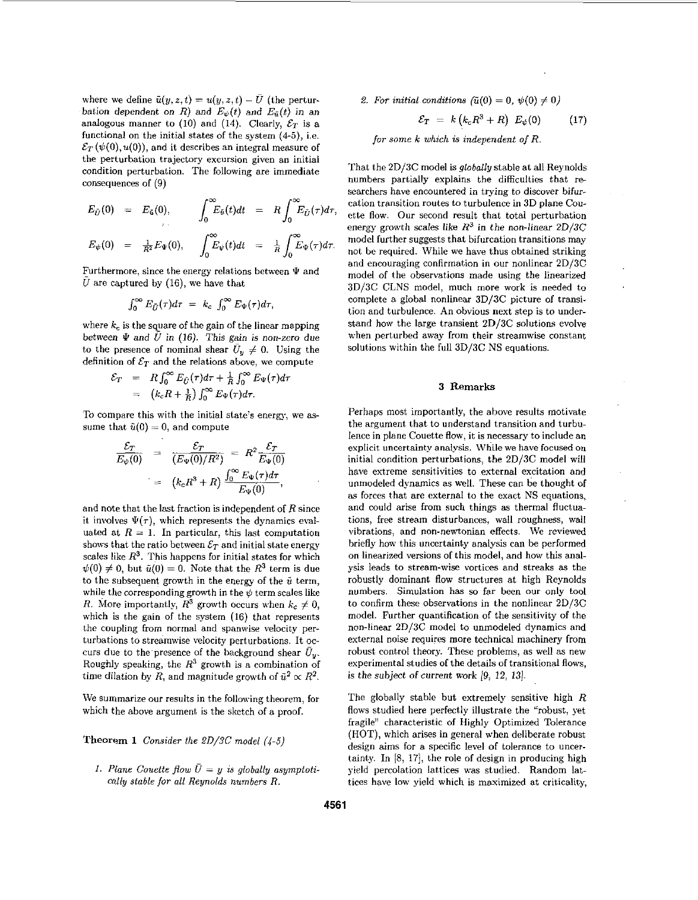where we define $\tilde{u}(y,z,t) = u(y,z,t) - \bar{U}$ (the perturbation dependent on $R$) and $E_\psi(t)$ and $E_{\tilde{u}}(t)$ in an analogous manner to (10) and (14). Clearly, $\mathcal{E}_T$ is a functional on the initial states of the system (4-5), i.e. $\mathcal{E}_T(\psi(0), u(0))$, and it describes an integral measure of the perturbation trajectory excursion given an initial condition perturbation. The following are immediate consequences of (9)

$$
\begin{aligned}
E_{\tilde{U}}(0) &= E_{\tilde{u}}(0), & \int_0^\infty E_{\tilde{u}}(t)dt &= R\int_0^\infty E_{\tilde{U}}(\tau)d\tau, \\
E_\psi(0) &= \tfrac{1}{R^2}E_\Psi(0), & \int_0^\infty E_\psi(t)dt &= \tfrac{1}{R}\int_0^\infty E_\Psi(\tau)d\tau.
\end{aligned}
$$

Furthermore, since the energy relations between $\Psi$ and $\tilde{U}$ are captured by (16), we have that

$$
\int_0^\infty E_{\tilde{U}}(\tau)d\tau \;=\; k_c \int_0^\infty E_\Psi(\tau)d\tau,
$$

where $k_c$ is the square of the gain of the linear mapping between $\Psi$ and $\tilde{U}$ in (16). *This gain is non-zero due to the presence of nominal shear* $\bar{U}_y \neq 0$. Using the definition of $\mathcal{E}_T$ and the relations above, we compute

$$
\begin{aligned}
\mathcal{E}_T &= R\int_0^\infty E_{\tilde{U}}(\tau)d\tau + \tfrac{1}{R}\int_0^\infty E_\Psi(\tau)d\tau \\
&= \left(k_c R + \tfrac{1}{R}\right)\int_0^\infty E_\Psi(\tau)d\tau.
\end{aligned}
$$

To compare this with the initial state's energy, we assume that $\tilde{u}(0) = 0$, and compute

$$
\begin{aligned}
\frac{\mathcal{E}_T}{E_\psi(0)} &= \frac{\mathcal{E}_T}{(E_\Psi(0)/R^2)} = R^2\frac{\mathcal{E}_T}{E_\Psi(0)} \\
&= \left(k_c R^3 + R\right)\frac{\int_0^\infty E_\Psi(\tau)d\tau}{E_\Psi(0)},
\end{aligned}
$$

and note that the last fraction is independent of $R$ since it involves $\Psi(\tau)$, which represents the dynamics evaluated at $R = 1$. In particular, this last computation shows that the ratio between $\mathcal{E}_T$ and initial state energy scales like $R^3$. This happens for initial states for which $\psi(0) \neq 0$, but $\tilde{u}(0) = 0$. Note that the $R^3$ term is due to the subsequent growth in the energy of the $\tilde{u}$ term, while the corresponding growth in the $\psi$ term scales like $R$. More importantly, $R^3$ growth occurs when $k_c \neq 0$, which is the gain of the system (16) that represents the coupling from normal and spanwise velocity perturbations to streamwise velocity perturbations. It occurs due to the presence of the background shear $\bar{U}_y$. Roughly speaking, the $R^3$ growth is a combination of time dilation by $R$, and magnitude growth of $\tilde{u}^2 \propto R^2$.

We summarize our results in the following theorem, for which the above argument is the sketch of a proof.

**Theorem 1** *Consider the 2D/3C model (4-5)*

1. *Plane Couette flow $\bar{U} = y$ is globally asymptotically stable for all Reynolds numbers $R$.*
2. *For initial conditions ($\tilde{u}(0) = 0$, $\psi(0) \neq 0$)*

$$
\mathcal{E}_T \;=\; k\left(k_c R^3 + R\right)\, E_\psi(0) \qquad (17)
$$

*for some $k$ which is independent of $R$.*

That the 2D/3C model is *globally* stable at all Reynolds numbers partially explains the difficulties that researchers have encountered in trying to discover bifurcation transition routes to turbulence in 3D plane Couette flow. Our second result that total perturbation energy growth scales like $R^3$ *in the non-linear 2D/3C* model further suggests that bifurcation transitions may not be required. While we have thus obtained striking and encouraging confirmation in our nonlinear 2D/3C model of the observations made using the linearized 3D/3C CLNS model, much more work is needed to complete a global nonlinear 3D/3C picture of transition and turbulence. An obvious next step is to understand how the large transient 2D/3C solutions evolve when perturbed away from their streamwise constant solutions within the full 3D/3C NS equations.

## 3 Remarks

Perhaps most importantly, the above results motivate the argument that to understand transition and turbulence in plane Couette flow, it is necessary to include an explicit uncertainty analysis. While we have focused on initial condition perturbations, the 2D/3C model will have extreme sensitivities to external excitation and unmodeled dynamics as well. These can be thought of as forces that are external to the exact NS equations, and could arise from such things as thermal fluctuations, free stream disturbances, wall roughness, wall vibrations, and non-newtonian effects. We reviewed briefly how this uncertainty analysis can be performed on linearized versions of this model, and how this analysis leads to stream-wise vortices and streaks as the robustly dominant flow structures at high Reynolds numbers. Simulation has so far been our only tool to confirm these observations in the nonlinear 2D/3C model. Further quantification of the sensitivity of the non-linear 2D/3C model to unmodeled dynamics and external noise requires more technical machinery from robust control theory. These problems, as well as new experimental studies of the details of transitional flows, is the subject of current work [9, 12, 13].

The globally stable but extremely sensitive high $R$ flows studied here perfectly illustrate the "robust, yet fragile" characteristic of Highly Optimized Tolerance (HOT), which arises in general when deliberate robust design aims for a specific level of tolerance to uncertainty. In [8, 17], the role of design in producing high yield percolation lattices was studied. Random lattices have low yield which is maximized at criticality,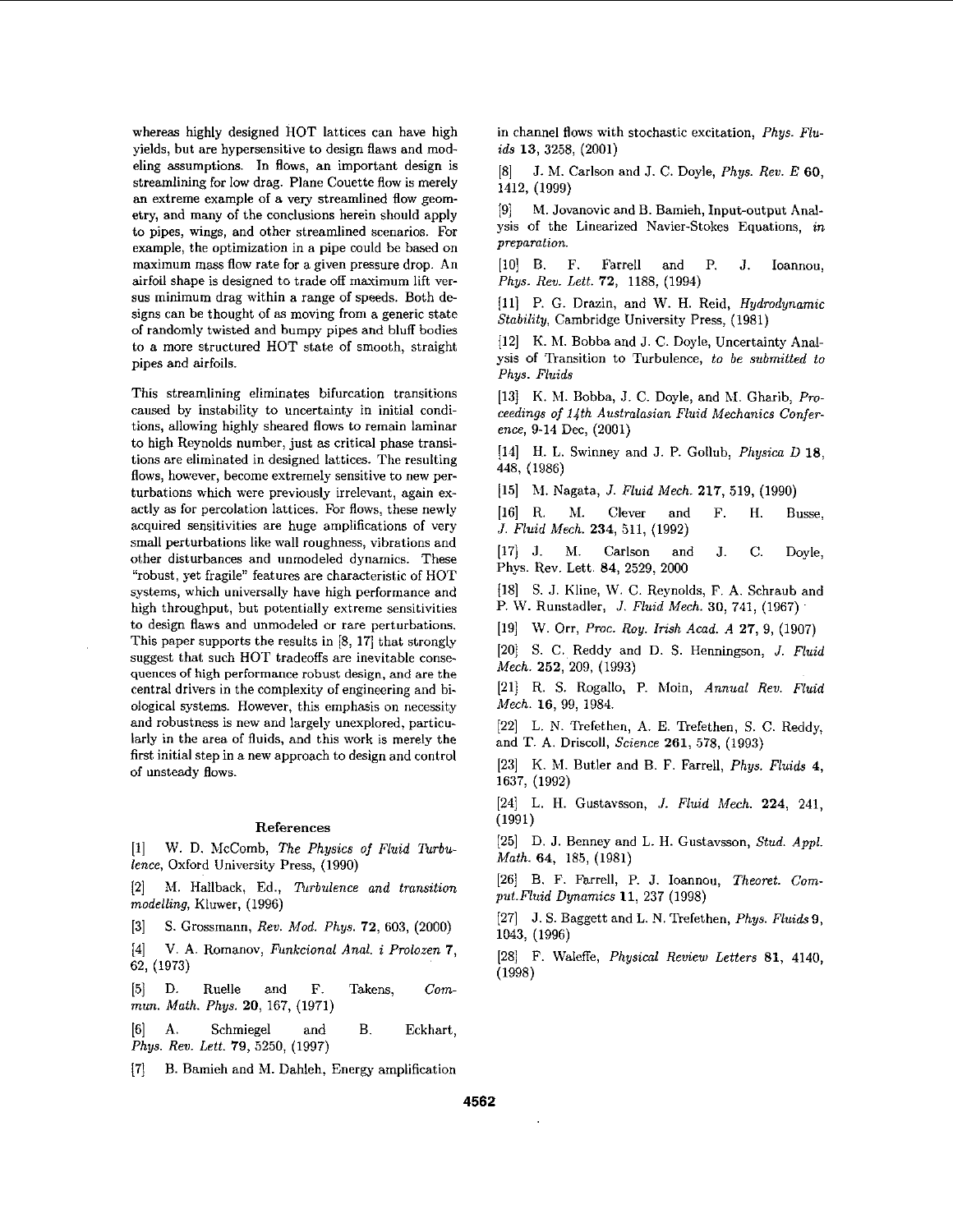whereas highly designed HOT lattices can have high yields, but are hypersensitive to design flaws and modeling assumptions. In flows, an important design is streamlining for low drag. Plane Couette flow is merely an extreme example of a very streamlined flow geometry, and many of the conclusions herein should apply to pipes, wings, and other streamlined scenarios. For example, the optimization in a pipe could be based on maximum mass flow rate for a given pressure drop. An airfoil shape is designed to trade off maximum lift versus minimum drag within a range of speeds. Both designs can be thought of as moving from a generic state of randomly twisted and bumpy pipes and bluff bodies to a more structured HOT state of smooth, straight pipes and airfoils.

This streamlining eliminates bifurcation transitions caused by instability to uncertainty in initial conditions, allowing highly sheared flows to remain laminar to high Reynolds number, just as critical phase transitions are eliminated in designed lattices. The resulting flows, however, become extremely sensitive to new perturbations which were previously irrelevant, again exactly as for percolation lattices. For flows, these newly acquired sensitivities are huge amplifications of very small perturbations like wall roughness, vibrations and other disturbances and unmodeled dynamics. These "robust, yet fragile" features are characteristic of HOT systems, which universally have high performance and high throughput, but potentially extreme sensitivities to design flaws and unmodeled or rare perturbations. This paper supports the results in [8, 17] that strongly suggest that such HOT tradeoffs are inevitable consequences of high performance robust design, and are the central drivers in the complexity of engineering and biological systems. However, this emphasis on necessity and robustness is new and largely unexplored, particularly in the area of fluids, and this work is merely the first initial step in a new approach to design and control of unsteady flows.

## References

[1] W. D. McComb, *The Physics of Fluid Turbulence*, Oxford University Press, (1990)

[2] M. Hallback, Ed., *Turbulence and transition modelling*, Kluwer, (1996)

[3] S. Grossmann, *Rev. Mod. Phys.* **72**, 603, (2000)

[4] V. A. Romanov, *Funkcional Anal. i Prolozen* **7**, 62, (1973)

[5] D. Ruelle and F. Takens, *Commun. Math. Phys.* **20**, 167, (1971)

[6] A. Schmiegel and B. Eckhart, *Phys. Rev. Lett.* **79**, 5250, (1997)

[7] B. Bamieh and M. Dahleh, Energy amplification in channel flows with stochastic excitation, *Phys. Fluids* **13**, 3258, (2001)

[8] J. M. Carlson and J. C. Doyle, *Phys. Rev. E* **60**, 1412, (1999)

[9] M. Jovanovic and B. Bamieh, Input-output Analysis of the Linearized Navier-Stokes Equations, *in preparation.*

[10] B. F. Farrell and P. J. Ioannou, *Phys. Rev. Lett.* **72**, 1188, (1994)

[11] P. G. Drazin, and W. H. Reid, *Hydrodynamic Stability*, Cambridge University Press, (1981)

[12] K. M. Bobba and J. C. Doyle, Uncertainty Analysis of Transition to Turbulence, *to be submitted to Phys. Fluids*

[13] K. M. Bobba, J. C. Doyle, and M. Gharib, *Proceedings of 14th Australasian Fluid Mechanics Conference*, 9-14 Dec, (2001)

[14] H. L. Swinney and J. P. Gollub, *Physica D* **18**, 448, (1986)

[15] M. Nagata, *J. Fluid Mech.* **217**, 519, (1990)

[16] R. M. Clever and F. H. Busse, *J. Fluid Mech.* **234**, 511, (1992)

[17] J. M. Carlson and J. C. Doyle, Phys. Rev. Lett. **84**, 2529, 2000

[18] S. J. Kline, W. C. Reynolds, F. A. Schraub and P. W. Runstadler, *J. Fluid Mech.* **30**, 741, (1967)

[19] W. Orr, *Proc. Roy. Irish Acad. A* **27**, 9, (1907)

[20] S. C. Reddy and D. S. Henningson, *J. Fluid Mech.* **252**, 209, (1993)

[21] R. S. Rogallo, P. Moin, *Annual Rev. Fluid Mech.* **16**, 99, 1984.

[22] L. N. Trefethen, A. E. Trefethen, S. C. Reddy, and T. A. Driscoll, *Science* **261**, 578, (1993)

[23] K. M. Butler and B. F. Farrell, *Phys. Fluids* **4**, 1637, (1992)

[24] L. H. Gustavsson, *J. Fluid Mech.* **224**, 241, (1991)

[25] D. J. Benney and L. H. Gustavsson, *Stud. Appl. Math.* **64**, 185, (1981)

[26] B. F. Farrell, P. J. Ioannou, *Theoret. Comput.Fluid Dynamics* **11**, 237 (1998)

[27] J. S. Baggett and L. N. Trefethen, *Phys. Fluids* **9**, 1043, (1996)

[28] F. Waleffe, *Physical Review Letters* **81**, 4140, (1998)